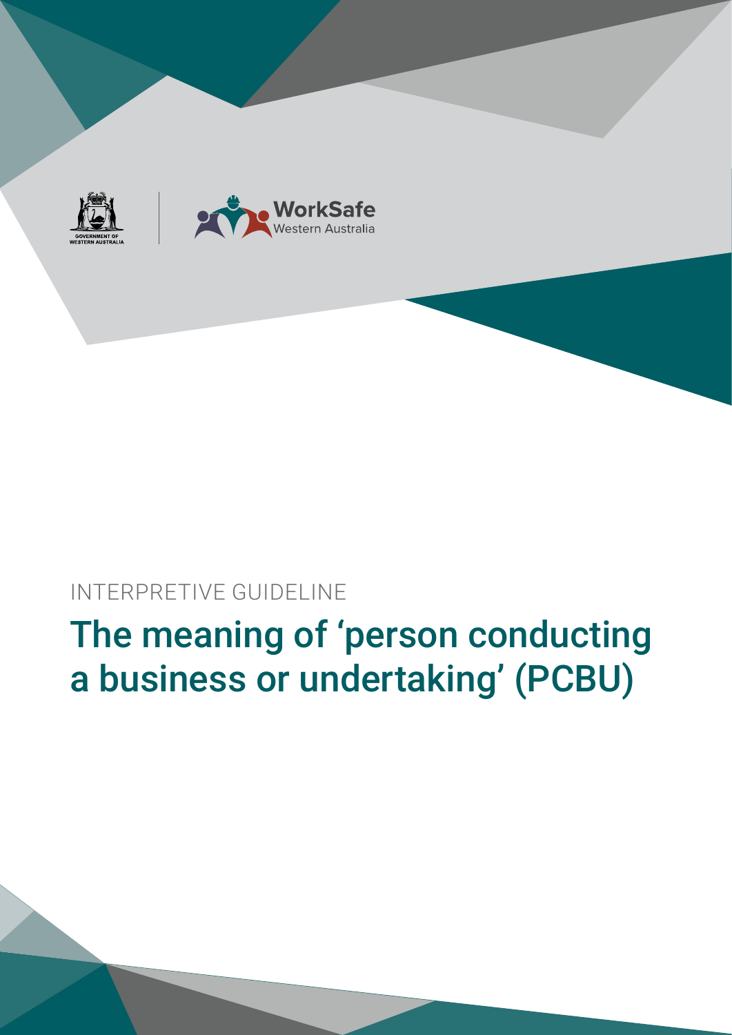GOVERNMENT OF WESTERN AUSTRALIA

WorkSafe Western Australia

INTERPRETIVE GUIDELINE

# The meaning of 'person conducting a business or undertaking' (PCBU)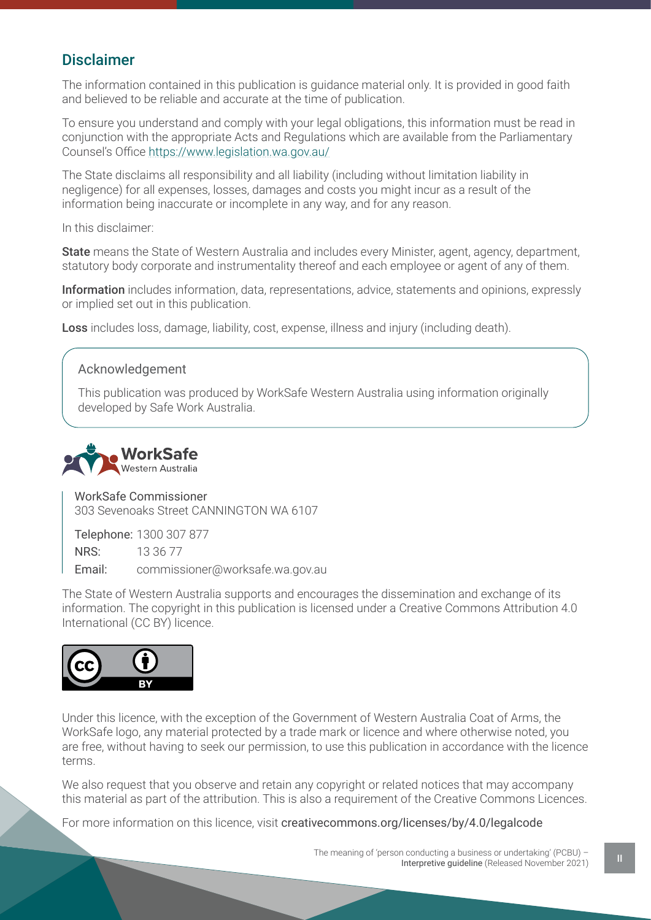## Disclaimer

The information contained in this publication is guidance material only. It is provided in good faith and believed to be reliable and accurate at the time of publication.

To ensure you understand and comply with your legal obligations, this information must be read in conjunction with the appropriate Acts and Regulations which are available from the Parliamentary Counsel's Office https://www.legislation.wa.gov.au/

The State disclaims all responsibility and all liability (including without limitation liability in negligence) for all expenses, losses, damages and costs you might incur as a result of the information being inaccurate or incomplete in any way, and for any reason.

In this disclaimer:

**State** means the State of Western Australia and includes every Minister, agent, agency, department, statutory body corporate and instrumentality thereof and each employee or agent of any of them.

**Information** includes information, data, representations, advice, statements and opinions, expressly or implied set out in this publication.

**Loss** includes loss, damage, liability, cost, expense, illness and injury (including death).

Acknowledgement

This publication was produced by WorkSafe Western Australia using information originally developed by Safe Work Australia.

WorkSafe Western Australia

WorkSafe Commissioner
303 Sevenoaks Street CANNINGTON WA 6107

Telephone: 1300 307 877
NRS: 13 36 77
Email: commissioner@worksafe.wa.gov.au

The State of Western Australia supports and encourages the dissemination and exchange of its information. The copyright in this publication is licensed under a Creative Commons Attribution 4.0 International (CC BY) licence.

Under this licence, with the exception of the Government of Western Australia Coat of Arms, the WorkSafe logo, any material protected by a trade mark or licence and where otherwise noted, you are free, without having to seek our permission, to use this publication in accordance with the licence terms.

We also request that you observe and retain any copyright or related notices that may accompany this material as part of the attribution. This is also a requirement of the Creative Commons Licences.

For more information on this licence, visit creativecommons.org/licenses/by/4.0/legalcode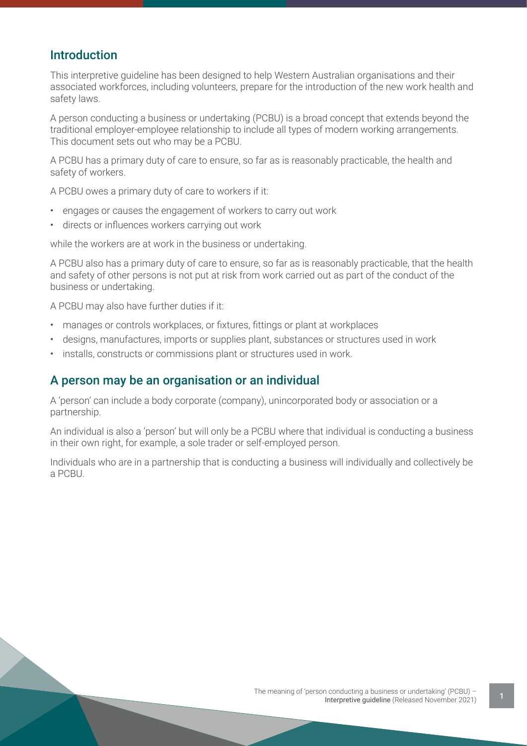## Introduction

This interpretive guideline has been designed to help Western Australian organisations and their associated workforces, including volunteers, prepare for the introduction of the new work health and safety laws.

A person conducting a business or undertaking (PCBU) is a broad concept that extends beyond the traditional employer-employee relationship to include all types of modern working arrangements. This document sets out who may be a PCBU.

A PCBU has a primary duty of care to ensure, so far as is reasonably practicable, the health and safety of workers.

A PCBU owes a primary duty of care to workers if it:

- engages or causes the engagement of workers to carry out work
- directs or influences workers carrying out work

while the workers are at work in the business or undertaking.

A PCBU also has a primary duty of care to ensure, so far as is reasonably practicable, that the health and safety of other persons is not put at risk from work carried out as part of the conduct of the business or undertaking.

A PCBU may also have further duties if it:

- manages or controls workplaces, or fixtures, fittings or plant at workplaces
- designs, manufactures, imports or supplies plant, substances or structures used in work
- installs, constructs or commissions plant or structures used in work.

## A person may be an organisation or an individual

A 'person' can include a body corporate (company), unincorporated body or association or a partnership.

An individual is also a 'person' but will only be a PCBU where that individual is conducting a business in their own right, for example, a sole trader or self-employed person.

Individuals who are in a partnership that is conducting a business will individually and collectively be a PCBU.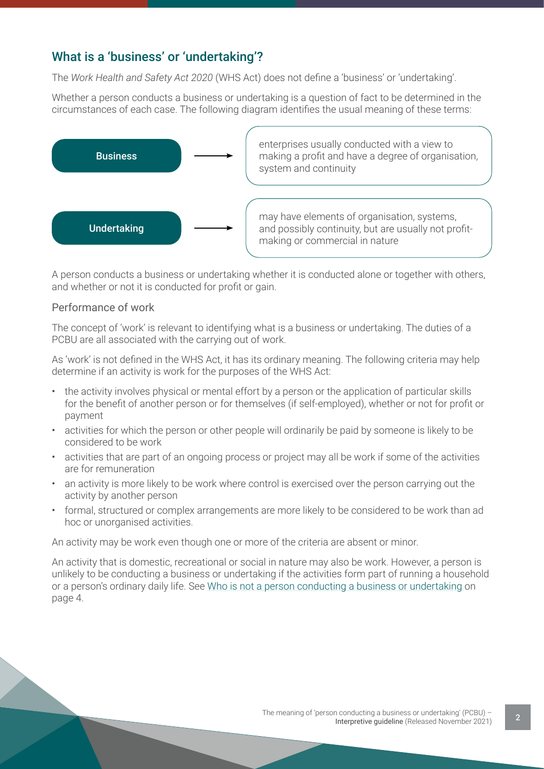## What is a 'business' or 'undertaking'?

The *Work Health and Safety Act 2020* (WHS Act) does not define a 'business' or 'undertaking'.

Whether a person conducts a business or undertaking is a question of fact to be determined in the circumstances of each case. The following diagram identifies the usual meaning of these terms:

| | |
|---|---|
| **Business** → | enterprises usually conducted with a view to making a profit and have a degree of organisation, system and continuity |
| **Undertaking** → | may have elements of organisation, systems, and possibly continuity, but are usually not profit-making or commercial in nature |

A person conducts a business or undertaking whether it is conducted alone or together with others, and whether or not it is conducted for profit or gain.

### Performance of work

The concept of 'work' is relevant to identifying what is a business or undertaking. The duties of a PCBU are all associated with the carrying out of work.

As 'work' is not defined in the WHS Act, it has its ordinary meaning. The following criteria may help determine if an activity is work for the purposes of the WHS Act:

- the activity involves physical or mental effort by a person or the application of particular skills for the benefit of another person or for themselves (if self-employed), whether or not for profit or payment
- activities for which the person or other people will ordinarily be paid by someone is likely to be considered to be work
- activities that are part of an ongoing process or project may all be work if some of the activities are for remuneration
- an activity is more likely to be work where control is exercised over the person carrying out the activity by another person
- formal, structured or complex arrangements are more likely to be considered to be work than ad hoc or unorganised activities.

An activity may be work even though one or more of the criteria are absent or minor.

An activity that is domestic, recreational or social in nature may also be work. However, a person is unlikely to be conducting a business or undertaking if the activities form part of running a household or a person's ordinary daily life. See Who is not a person conducting a business or undertaking on page 4.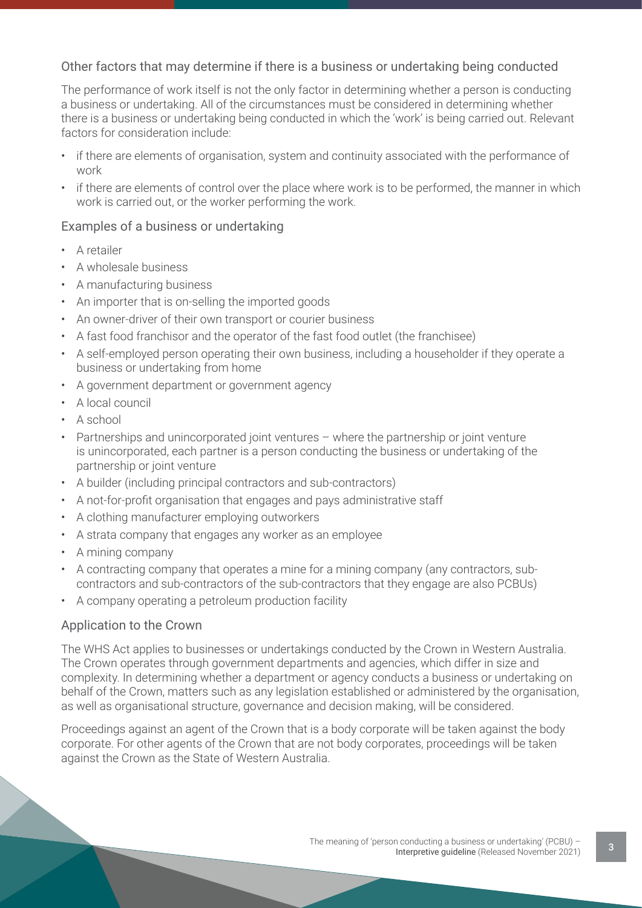## Other factors that may determine if there is a business or undertaking being conducted

The performance of work itself is not the only factor in determining whether a person is conducting a business or undertaking. All of the circumstances must be considered in determining whether there is a business or undertaking being conducted in which the 'work' is being carried out. Relevant factors for consideration include:

- if there are elements of organisation, system and continuity associated with the performance of work
- if there are elements of control over the place where work is to be performed, the manner in which work is carried out, or the worker performing the work.

## Examples of a business or undertaking

- A retailer
- A wholesale business
- A manufacturing business
- An importer that is on-selling the imported goods
- An owner-driver of their own transport or courier business
- A fast food franchisor and the operator of the fast food outlet (the franchisee)
- A self-employed person operating their own business, including a householder if they operate a business or undertaking from home
- A government department or government agency
- A local council
- A school
- Partnerships and unincorporated joint ventures – where the partnership or joint venture is unincorporated, each partner is a person conducting the business or undertaking of the partnership or joint venture
- A builder (including principal contractors and sub-contractors)
- A not-for-profit organisation that engages and pays administrative staff
- A clothing manufacturer employing outworkers
- A strata company that engages any worker as an employee
- A mining company
- A contracting company that operates a mine for a mining company (any contractors, sub-contractors and sub-contractors of the sub-contractors that they engage are also PCBUs)
- A company operating a petroleum production facility

## Application to the Crown

The WHS Act applies to businesses or undertakings conducted by the Crown in Western Australia. The Crown operates through government departments and agencies, which differ in size and complexity. In determining whether a department or agency conducts a business or undertaking on behalf of the Crown, matters such as any legislation established or administered by the organisation, as well as organisational structure, governance and decision making, will be considered.

Proceedings against an agent of the Crown that is a body corporate will be taken against the body corporate. For other agents of the Crown that are not body corporates, proceedings will be taken against the Crown as the State of Western Australia.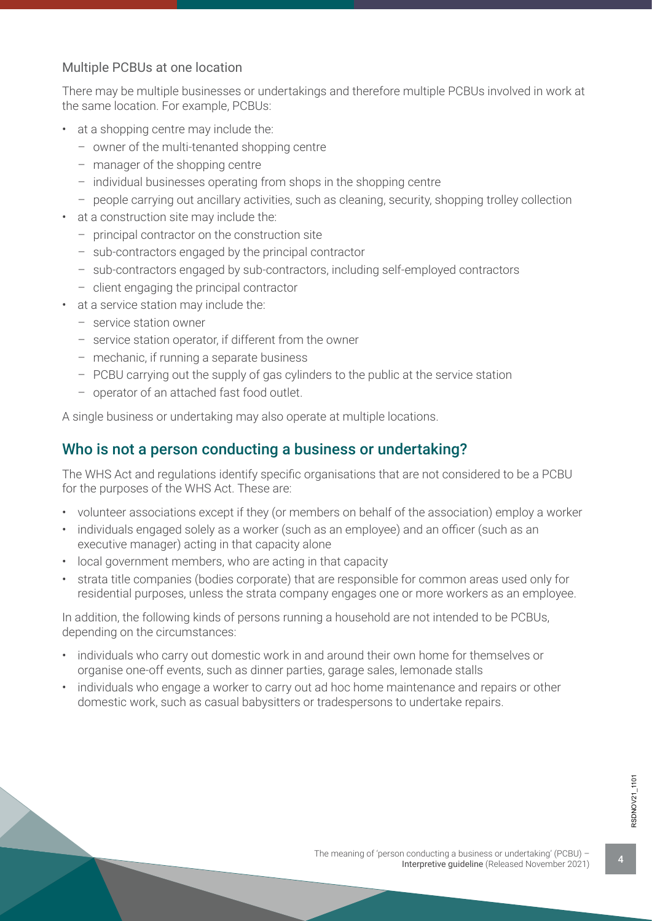### Multiple PCBUs at one location

There may be multiple businesses or undertakings and therefore multiple PCBUs involved in work at the same location. For example, PCBUs:

- at a shopping centre may include the:
  - owner of the multi-tenanted shopping centre
  - manager of the shopping centre
  - individual businesses operating from shops in the shopping centre
  - people carrying out ancillary activities, such as cleaning, security, shopping trolley collection
- at a construction site may include the:
  - principal contractor on the construction site
  - sub-contractors engaged by the principal contractor
  - sub-contractors engaged by sub-contractors, including self-employed contractors
  - client engaging the principal contractor
- at a service station may include the:
  - service station owner
  - service station operator, if different from the owner
  - mechanic, if running a separate business
  - PCBU carrying out the supply of gas cylinders to the public at the service station
  - operator of an attached fast food outlet.

A single business or undertaking may also operate at multiple locations.

## Who is not a person conducting a business or undertaking?

The WHS Act and regulations identify specific organisations that are not considered to be a PCBU for the purposes of the WHS Act. These are:

- volunteer associations except if they (or members on behalf of the association) employ a worker
- individuals engaged solely as a worker (such as an employee) and an officer (such as an executive manager) acting in that capacity alone
- local government members, who are acting in that capacity
- strata title companies (bodies corporate) that are responsible for common areas used only for residential purposes, unless the strata company engages one or more workers as an employee.

In addition, the following kinds of persons running a household are not intended to be PCBUs, depending on the circumstances:

- individuals who carry out domestic work in and around their own home for themselves or organise one-off events, such as dinner parties, garage sales, lemonade stalls
- individuals who engage a worker to carry out ad hoc home maintenance and repairs or other domestic work, such as casual babysitters or tradespersons to undertake repairs.